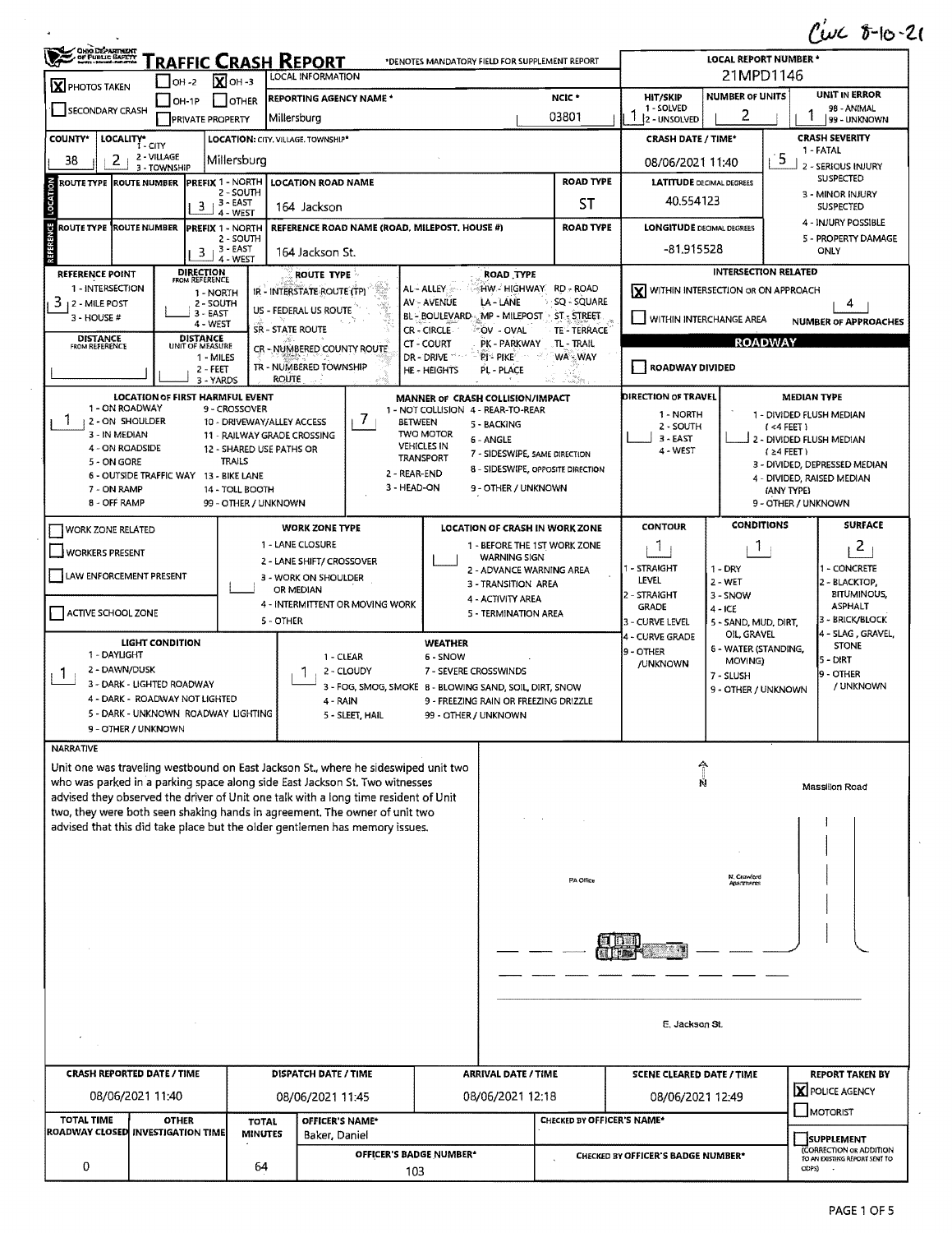Cwc 8-10-21

# TRAFFIC CRASH REPORT

*DENOTES MANDATORY FIELD FOR SUPPLEMENT REPORT

| Field | Value |
|---|---|
| PHOTOS TAKEN | [X] |
| OH-2 | [ ] |
| OH-3 | [X] |
| OH-1P | [ ] |
| OTHER | [ ] |
| SECONDARY CRASH | [ ] |
| PRIVATE PROPERTY | [ ] |
| LOCAL INFORMATION | |
| REPORTING AGENCY NAME* | Millersburg |
| NCIC* | 03801 |
| LOCAL REPORT NUMBER* | 21MPD1146 |
| HIT/SKIP (1 - SOLVED, 2 - UNSOLVED) | 1 |
| NUMBER OF UNITS | 2 |
| UNIT IN ERROR (98 - ANIMAL, 99 - UNKNOWN) | 1 |

| Field | Value |
|---|---|
| COUNTY* | 38 |
| LOCALITY* (1 - CITY, 2 - VILLAGE, 3 - TOWNSHIP) | 2 |
| LOCATION: CITY, VILLAGE, TOWNSHIP* | Millersburg |
| CRASH DATE / TIME* | 08/06/2021 11:40 |
| CRASH SEVERITY (1 - FATAL, 2 - SERIOUS INJURY SUSPECTED, 3 - MINOR INJURY SUSPECTED, 4 - INJURY POSSIBLE, 5 - PROPERTY DAMAGE ONLY) | 5 |

## LOCATION

| ROUTE TYPE | ROUTE NUMBER | PREFIX (1 - NORTH, 2 - SOUTH, 3 - EAST, 4 - WEST) | LOCATION ROAD NAME | ROAD TYPE | LATITUDE DECIMAL DEGREES |
|---|---|---|---|---|---|
| | | 3 | 164 Jackson | ST | 40.554123 |

## REFERENCE

| ROUTE TYPE | ROUTE NUMBER | PREFIX (1 - NORTH, 2 - SOUTH, 3 - EAST, 4 - WEST) | REFERENCE ROAD NAME (ROAD, MILEPOST, HOUSE #) | ROAD TYPE | LONGITUDE DECIMAL DEGREES |
|---|---|---|---|---|---|
| | | 3 | 164 Jackson St. | | -81.915528 |

REFERENCE POINT: 1 - INTERSECTION, 2 - MILE POST, 3 - HOUSE # — **3**

DIRECTION FROM REFERENCE: 1 - NORTH, 2 - SOUTH, 3 - EAST, 4 - WEST

DISTANCE FROM REFERENCE; DISTANCE UNIT OF MEASURE: 1 - MILES, 2 - FEET, 3 - YARDS

ROUTE TYPE: IR - INTERSTATE ROUTE (TP), US - FEDERAL US ROUTE, SR - STATE ROUTE, CR - NUMBERED COUNTY ROUTE, TR - NUMBERED TOWNSHIP ROUTE

ROAD TYPE: AL - ALLEY, AV - AVENUE, BL - BOULEVARD, CR - CIRCLE, CT - COURT, DR - DRIVE, HE - HEIGHTS, HW - HIGHWAY, LA - LANE, MP - MILEPOST, OV - OVAL, PK - PARKWAY, PI - PIKE, PL - PLACE, RD - ROAD, SQ - SQUARE, ST - STREET, TE - TERRACE, TL - TRAIL, WA - WAY

### INTERSECTION RELATED

- [X] WITHIN INTERSECTION OR ON APPROACH
- [ ] WITHIN INTERCHANGE AREA
- NUMBER OF APPROACHES: 4

### ROADWAY

- [ ] ROADWAY DIVIDED

LOCATION OF FIRST HARMFUL EVENT: **1**
1 - ON ROADWAY, 2 - ON SHOULDER, 3 - IN MEDIAN, 4 - ON ROADSIDE, 5 - ON GORE, 6 - OUTSIDE TRAFFIC WAY, 7 - ON RAMP, 8 - OFF RAMP, 9 - CROSSOVER, 10 - DRIVEWAY/ALLEY ACCESS, 11 - RAILWAY GRADE CROSSING, 12 - SHARED USE PATHS OR TRAILS, 13 - BIKE LANE, 14 - TOLL BOOTH, 99 - OTHER / UNKNOWN

MANNER OF CRASH COLLISION/IMPACT: **7**
1 - NOT COLLISION BETWEEN TWO MOTOR VEHICLES IN TRANSPORT, 2 - REAR-END, 3 - HEAD-ON, 4 - REAR-TO-REAR, 5 - BACKING, 6 - ANGLE, 7 - SIDESWIPE, SAME DIRECTION, 8 - SIDESWIPE, OPPOSITE DIRECTION, 9 - OTHER / UNKNOWN

DIRECTION OF TRAVEL: 1 - NORTH, 2 - SOUTH, 3 - EAST, 4 - WEST

MEDIAN TYPE: 1 - DIVIDED FLUSH MEDIAN (<4 FEET), 2 - DIVIDED FLUSH MEDIAN (≥4 FEET), 3 - DIVIDED, DEPRESSED MEDIAN, 4 - DIVIDED, RAISED MEDIAN (ANY TYPE), 9 - OTHER / UNKNOWN

- [ ] WORK ZONE RELATED
- [ ] WORKERS PRESENT
- [ ] LAW ENFORCEMENT PRESENT
- [ ] ACTIVE SCHOOL ZONE

WORK ZONE TYPE: 1 - LANE CLOSURE, 2 - LANE SHIFT/ CROSSOVER, 3 - WORK ON SHOULDER OR MEDIAN, 4 - INTERMITTENT OR MOVING WORK, 5 - OTHER

LOCATION OF CRASH IN WORK ZONE: 1 - BEFORE THE 1ST WORK ZONE WARNING SIGN, 2 - ADVANCE WARNING AREA, 3 - TRANSITION AREA, 4 - ACTIVITY AREA, 5 - TERMINATION AREA

CONTOUR: **1** (1 - STRAIGHT LEVEL, 2 - STRAIGHT GRADE, 3 - CURVE LEVEL, 4 - CURVE GRADE, 9 - OTHER /UNKNOWN)

CONDITIONS: **1** (1 - DRY, 2 - WET, 3 - SNOW, 4 - ICE, 5 - SAND, MUD, DIRT, OIL, GRAVEL, 6 - WATER (STANDING, MOVING), 7 - SLUSH, 9 - OTHER / UNKNOWN)

SURFACE: **2** (1 - CONCRETE, 2 - BLACKTOP, BITUMINOUS, ASPHALT, 3 - BRICK/BLOCK, 4 - SLAG, GRAVEL, STONE, 5 - DIRT, 9 - OTHER / UNKNOWN)

LIGHT CONDITION: **1** (1 - DAYLIGHT, 2 - DAWN/DUSK, 3 - DARK - LIGHTED ROADWAY, 4 - DARK - ROADWAY NOT LIGHTED, 5 - DARK - UNKNOWN ROADWAY LIGHTING, 9 - OTHER / UNKNOWN)

WEATHER: **1** (1 - CLEAR, 2 - CLOUDY, 3 - FOG, SMOG, SMOKE, 4 - RAIN, 5 - SLEET, HAIL, 6 - SNOW, 7 - SEVERE CROSSWINDS, 8 - BLOWING SAND, SOIL, DIRT, SNOW, 9 - FREEZING RAIN OR FREEZING DRIZZLE, 99 - OTHER / UNKNOWN)

## NARRATIVE

Unit one was traveling westbound on East Jackson St., where he sideswiped unit two who was parked in a parking space along side East Jackson St. Two witnesses advised they observed the driver of Unit one talk with a long time resident of Unit two, they were both seen shaking hands in agreement. The owner of unit two advised that this did take place but the older gentlemen has memory issues.

Diagram labels: N, Massillon Road, PA Office, N. Crawford Apartments, E. Jackson St.

| CRASH REPORTED DATE / TIME | DISPATCH DATE / TIME | ARRIVAL DATE / TIME | SCENE CLEARED DATE / TIME | REPORT TAKEN BY |
|---|---|---|---|---|
| 08/06/2021 11:40 | 08/06/2021 11:45 | 08/06/2021 12:18 | 08/06/2021 12:49 | [X] POLICE AGENCY [ ] MOTORIST |

| TOTAL TIME ROADWAY CLOSED | OTHER INVESTIGATION TIME | TOTAL MINUTES | OFFICER'S NAME* | OFFICER'S BADGE NUMBER* | CHECKED BY OFFICER'S NAME* | CHECKED BY OFFICER'S BADGE NUMBER* | SUPPLEMENT (CORRECTION OR ADDITION TO AN EXISTING REPORT SENT TO ODPS) |
|---|---|---|---|---|---|---|---|
| 0 | | 64 | Baker, Daniel | 103 | | | [ ] |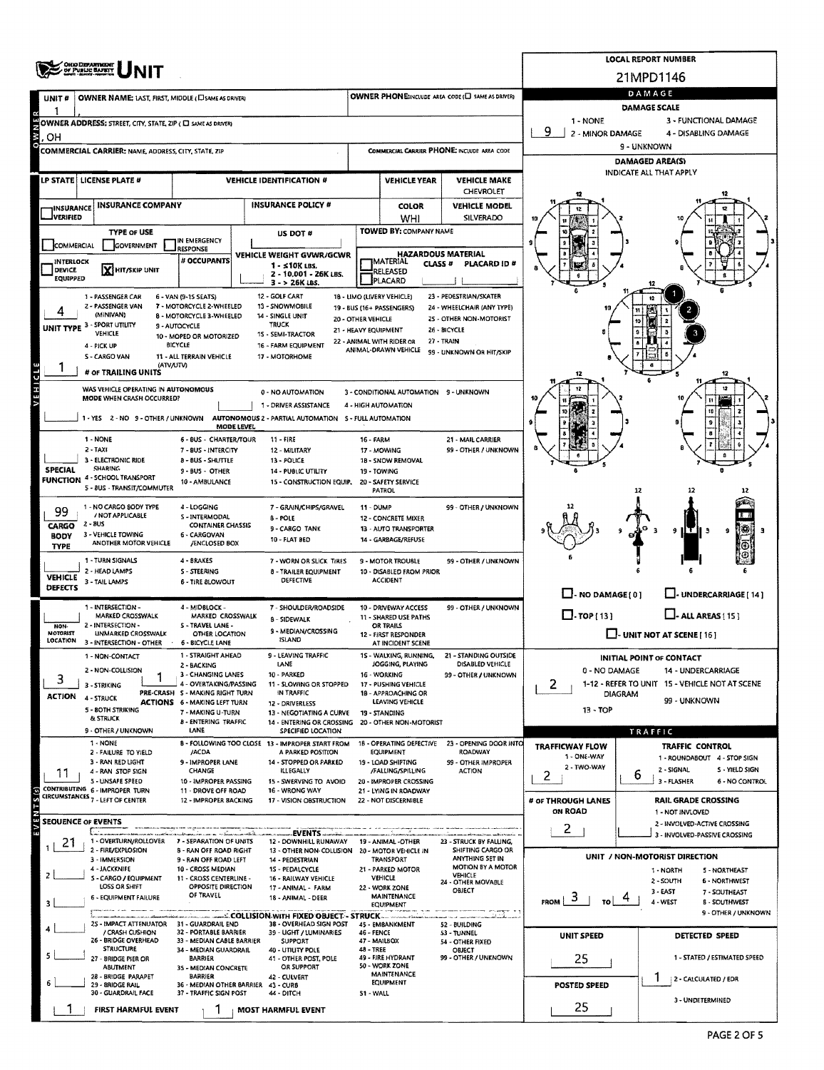# OHIO DEPARTMENT OF PUBLIC SAFETY UNIT

**LOCAL REPORT NUMBER:** 21MPD1146

## UNIT

| Field | Value |
|---|---|
| UNIT # | 1 |
| OWNER NAME: LAST, FIRST, MIDDLE (☐ SAME AS DRIVER) | |
| OWNER PHONE (INCLUDE AREA CODE) (☐ SAME AS DRIVER) | |
| OWNER ADDRESS: STREET, CITY, STATE, ZIP (☐ SAME AS DRIVER) | , OH |
| COMMERCIAL CARRIER: NAME, ADDRESS, CITY, STATE, ZIP | |
| COMMERCIAL CARRIER PHONE: INCLUDE AREA CODE | |
| LP STATE | |
| LICENSE PLATE # | |
| VEHICLE IDENTIFICATION # | |
| VEHICLE YEAR | |
| VEHICLE MAKE | CHEVROLET |
| INSURANCE VERIFIED | ☐ |
| INSURANCE COMPANY | |
| INSURANCE POLICY # | |
| COLOR | WHI |
| VEHICLE MODEL | SILVERADO |
| TYPE OF USE | ☐ COMMERCIAL ☐ GOVERNMENT ☐ IN EMERGENCY RESPONSE |
| US DOT # | |
| TOWED BY: COMPANY NAME | |
| INTERLOCK DEVICE EQUIPPED | ☐ |
| HIT/SKIP UNIT | ☒ |
| # OCCUPANTS | |
| VEHICLE WEIGHT GVWR/GCWR | 1 - ≤10K LBS. / 2 - 10,001 - 26K LBS. / 3 - > 26K LBS. |
| HAZARDOUS MATERIAL | ☐ MATERIAL RELEASED ☐ PLACARD; CLASS #; PLACARD ID # |

**UNIT TYPE:** 4

1 - PASSENGER CAR; 2 - PASSENGER VAN (MINIVAN); 3 - SPORT UTILITY VEHICLE; 4 - PICK UP; 5 - CARGO VAN; 6 - VAN (9-15 SEATS); 7 - MOTORCYCLE 2-WHEELED; 8 - MOTORCYCLE 3-WHEELED; 9 - AUTOCYCLE; 10 - MOPED OR MOTORIZED BICYCLE; 11 - ALL TERRAIN VEHICLE (ATV/UTV); 12 - GOLF CART; 13 - SNOWMOBILE; 14 - SINGLE UNIT TRUCK; 15 - SEMI-TRACTOR; 16 - FARM EQUIPMENT; 17 - MOTORHOME; 18 - LIMO (LIVERY VEHICLE); 19 - BUS (16+ PASSENGERS); 20 - OTHER VEHICLE; 21 - HEAVY EQUIPMENT; 22 - ANIMAL WITH RIDER OR ANIMAL-DRAWN VEHICLE; 23 - PEDESTRIAN/SKATER; 24 - WHEELCHAIR (ANY TYPE); 25 - OTHER NON-MOTORIST; 26 - BICYCLE; 27 - TRAIN; 99 - UNKNOWN OR HIT/SKIP

**# OF TRAILING UNITS:** 1

**WAS VEHICLE OPERATING IN AUTONOMOUS MODE WHEN CRASH OCCURRED?** (blank)

1 - YES 2 - NO 9 - OTHER / UNKNOWN

**AUTONOMOUS MODE LEVEL:** 0 - NO AUTOMATION; 1 - DRIVER ASSISTANCE; 2 - PARTIAL AUTOMATION; 3 - CONDITIONAL AUTOMATION; 4 - HIGH AUTOMATION; 5 - FULL AUTOMATION; 9 - UNKNOWN

**SPECIAL FUNCTION:** (blank)

1 - NONE; 2 - TAXI; 3 - ELECTRONIC RIDE SHARING; 4 - SCHOOL TRANSPORT; 5 - BUS - TRANSIT/COMMUTER; 6 - BUS - CHARTER/TOUR; 7 - BUS - INTERCITY; 8 - BUS - SHUTTLE; 9 - BUS - OTHER; 10 - AMBULANCE; 11 - FIRE; 12 - MILITARY; 13 - POLICE; 14 - PUBLIC UTILITY; 15 - CONSTRUCTION EQUIP.; 16 - FARM; 17 - MOWING; 18 - SNOW REMOVAL; 19 - TOWING; 20 - SAFETY SERVICE PATROL; 21 - MAIL CARRIER; 99 - OTHER / UNKNOWN

**CARGO BODY TYPE:** 99

1 - NO CARGO BODY TYPE / NOT APPLICABLE; 2 - BUS; 3 - VEHICLE TOWING ANOTHER MOTOR VEHICLE; 4 - LOGGING; 5 - INTERMODAL CONTAINER CHASSIS; 6 - CARGOVAN /ENCLOSED BOX; 7 - GRAIN/CHIPS/GRAVEL; 8 - POLE; 9 - CARGO TANK; 10 - FLAT BED; 11 - DUMP; 12 - CONCRETE MIXER; 13 - AUTO TRANSPORTER; 14 - GARBAGE/REFUSE; 99 - OTHER / UNKNOWN

**VEHICLE DEFECTS:** (blank)

1 - TURN SIGNALS; 2 - HEAD LAMPS; 3 - TAIL LAMPS; 4 - BRAKES; 5 - STEERING; 6 - TIRE BLOWOUT; 7 - WORN OR SLICK TIRES; 8 - TRAILER EQUIPMENT DEFECTIVE; 9 - MOTOR TROUBLE; 10 - DISABLED FROM PRIOR ACCIDENT; 99 - OTHER / UNKNOWN

**NON-MOTORIST LOCATION:** (blank)

1 - INTERSECTION - MARKED CROSSWALK; 2 - INTERSECTION - UNMARKED CROSSWALK; 3 - INTERSECTION - OTHER; 4 - MIDBLOCK - MARKED CROSSWALK; 5 - TRAVEL LANE - OTHER LOCATION; 6 - BICYCLE LANE; 7 - SHOULDER/ROADSIDE; 8 - SIDEWALK; 9 - MEDIAN/CROSSING ISLAND; 10 - DRIVEWAY ACCESS; 11 - SHARED USE PATHS OR TRAILS; 12 - FIRST RESPONDER AT INCIDENT SCENE; 99 - OTHER / UNKNOWN

**ACTION:** 3 **PRE-CRASH ACTIONS:** 1

1 - NON-CONTACT; 2 - NON-COLLISION; 3 - STRIKING; 4 - STRUCK; 5 - BOTH STRIKING & STRUCK; 9 - OTHER / UNKNOWN

1 - STRAIGHT AHEAD; 2 - BACKING; 3 - CHANGING LANES; 4 - OVERTAKING/PASSING; 5 - MAKING RIGHT TURN; 6 - MAKING LEFT TURN; 7 - MAKING U-TURN; 8 - ENTERING TRAFFIC LANE; 9 - LEAVING TRAFFIC LANE; 10 - PARKED; 11 - SLOWING OR STOPPED IN TRAFFIC; 12 - DRIVERLESS; 13 - NEGOTIATING A CURVE; 14 - ENTERING OR CROSSING SPECIFIED LOCATION; 15 - WALKING, RUNNING, JOGGING, PLAYING; 16 - WORKING; 17 - PUSHING VEHICLE; 18 - APPROACHING OR LEAVING VEHICLE; 19 - STANDING; 20 - OTHER NON-MOTORIST; 21 - STANDING OUTSIDE DISABLED VEHICLE; 99 - OTHER / UNKNOWN

**CONTRIBUTING CIRCUMSTANCES:** 11

1 - NONE; 2 - FAILURE TO YIELD; 3 - RAN RED LIGHT; 4 - RAN STOP SIGN; 5 - UNSAFE SPEED; 6 - IMPROPER TURN; 7 - LEFT OF CENTER; 8 - FOLLOWING TOO CLOSE /ACDA; 9 - IMPROPER LANE CHANGE; 10 - IMPROPER PASSING; 11 - DROVE OFF ROAD; 12 - IMPROPER BACKING; 13 - IMPROPER START FROM A PARKED POSITION; 14 - STOPPED OR PARKED ILLEGALLY; 15 - SWERVING TO AVOID; 16 - WRONG WAY; 17 - VISION OBSTRUCTION; 18 - OPERATING DEFECTIVE EQUIPMENT; 19 - LOAD SHIFTING /FALLING/SPILLING; 20 - IMPROPER CROSSING; 21 - LYING IN ROADWAY; 22 - NOT DISCERNIBLE; 23 - OPENING DOOR INTO ROADWAY; 99 - OTHER IMPROPER ACTION

## EVENTS

**SEQUENCE OF EVENTS**

1: 21
2:
3:
4:
5:
6:

1 - OVERTURN/ROLLOVER; 2 - FIRE/EXPLOSION; 3 - IMMERSION; 4 - JACKKNIFE; 5 - CARGO / EQUIPMENT LOSS OR SHIFT; 6 - EQUIPMENT FAILURE; 7 - SEPARATION OF UNITS; 8 - RAN OFF ROAD RIGHT; 9 - RAN OFF ROAD LEFT; 10 - CROSS MEDIAN; 11 - CROSS CENTERLINE - OPPOSITE DIRECTION OF TRAVEL; 12 - DOWNHILL RUNAWAY; 13 - OTHER NON-COLLISION; 14 - PEDESTRIAN; 15 - PEDALCYCLE; 16 - RAILWAY VEHICLE; 17 - ANIMAL - FARM; 18 - ANIMAL - DEER; 19 - ANIMAL -OTHER; 20 - MOTOR VEHICLE IN TRANSPORT; 21 - PARKED MOTOR VEHICLE; 22 - WORK ZONE MAINTENANCE EQUIPMENT; 23 - STRUCK BY FALLING, SHIFTING CARGO OR ANYTHING SET IN MOTION BY A MOTOR VEHICLE; 24 - OTHER MOVABLE OBJECT

**COLLISION WITH FIXED OBJECT - STRUCK**

25 - IMPACT ATTENUATOR / CRASH CUSHION; 26 - BRIDGE OVERHEAD STRUCTURE; 27 - BRIDGE PIER OR ABUTMENT; 28 - BRIDGE PARAPET; 29 - BRIDGE RAIL; 30 - GUARDRAIL FACE; 31 - GUARDRAIL END; 32 - PORTABLE BARRIER; 33 - MEDIAN CABLE BARRIER; 34 - MEDIAN GUARDRAIL BARRIER; 35 - MEDIAN CONCRETE BARRIER; 36 - MEDIAN OTHER BARRIER; 37 - TRAFFIC SIGN POST; 38 - OVERHEAD SIGN POST; 39 - LIGHT / LUMINARIES SUPPORT; 40 - UTILITY POLE; 41 - OTHER POST, POLE OR SUPPORT; 42 - CULVERT; 43 - CURB; 44 - DITCH; 45 - EMBANKMENT; 46 - FENCE; 47 - MAILBOX; 48 - TREE; 49 - FIRE HYDRANT; 50 - WORK ZONE MAINTENANCE EQUIPMENT; 51 - WALL; 52 - BUILDING; 53 - TUNNEL; 54 - OTHER FIXED OBJECT; 99 - OTHER / UNKNOWN

**FIRST HARMFUL EVENT:** 1 **MOST HARMFUL EVENT:** 1

## DAMAGE

**DAMAGE SCALE:** 9

1 - NONE; 2 - MINOR DAMAGE; 3 - FUNCTIONAL DAMAGE; 4 - DISABLING DAMAGE; 9 - UNKNOWN

**DAMAGED AREA(S)** — INDICATE ALL THAT APPLY: 1, 2, 3

☐ - NO DAMAGE [0] ☐ - UNDERCARRIAGE [14] ☐ - TOP [13] ☐ - ALL AREAS [15] ☐ - UNIT NOT AT SCENE [16]

**INITIAL POINT OF CONTACT:** 2

0 - NO DAMAGE; 1-12 - REFER TO UNIT DIAGRAM; 13 - TOP; 14 - UNDERCARRIAGE; 15 - VEHICLE NOT AT SCENE; 99 - UNKNOWN

## TRAFFIC

**TRAFFICWAY FLOW:** 2 (1 - ONE-WAY; 2 - TWO-WAY)

**TRAFFIC CONTROL:** 6 (1 - ROUNDABOUT; 2 - SIGNAL; 3 - FLASHER; 4 - STOP SIGN; 5 - YIELD SIGN; 6 - NO CONTROL)

**# OF THROUGH LANES ON ROAD:** 2

**RAIL GRADE CROSSING:** (blank) (1 - NOT INVLOVED; 2 - INVOLVED-ACTIVE CROSSING; 3 - INVOLVED-PASSIVE CROSSING)

**UNIT / NON-MOTORIST DIRECTION:** FROM 3 TO 4

1 - NORTH; 2 - SOUTH; 3 - EAST; 4 - WEST; 5 - NORTHEAST; 6 - NORTHWEST; 7 - SOUTHEAST; 8 - SOUTHWEST; 9 - OTHER / UNKNOWN

**UNIT SPEED:** 25

**POSTED SPEED:** 25

**DETECTED SPEED:** 1 (1 - STATED / ESTIMATED SPEED; 2 - CALCULATED / EDR; 3 - UNDETERMINED)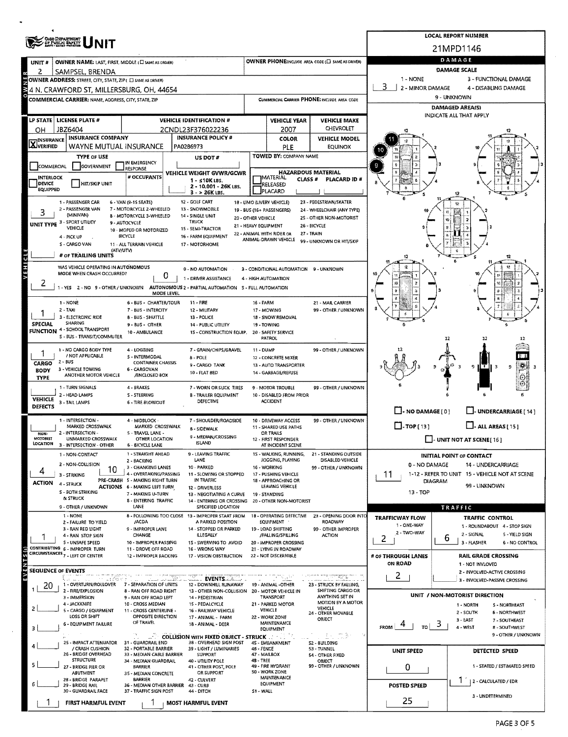# OHIO DEPARTMENT OF PUBLIC SAFETY UNIT

**LOCAL REPORT NUMBER:** 21MPD1146

## OWNER

| Field | Value |
|---|---|
| UNIT # | 2 |
| OWNER NAME: LAST, FIRST, MIDDLE (☐ SAME AS DRIVER) | SAMPSEL, BRENDA |
| OWNER PHONE: INCLUDE AREA CODE (☐ SAME AS DRIVER) | |
| OWNER ADDRESS: STREET, CITY, STATE, ZIP (☐ SAME AS DRIVER) | 4 N. CRAWFORD ST, MILLERSBURG, OH, 44654 |
| COMMERCIAL CARRIER: NAME, ADDRESS, CITY, STATE, ZIP | |
| COMMERCIAL CARRIER PHONE: INCLUDE AREA CODE | |

## VEHICLE

| LP STATE | LICENSE PLATE # | VEHICLE IDENTIFICATION # | VEHICLE YEAR | VEHICLE MAKE |
|---|---|---|---|---|
| OH | JBZ6404 | 2CNDL23F376022236 | 2007 | CHEVROLET |

| INSURANCE | INSURANCE COMPANY | INSURANCE POLICY # | COLOR | VEHICLE MODEL |
|---|---|---|---|---|
| ☒ VERIFIED | WAYNE MUTUAL INSURANCE | PA0286973 | PLE | EQUINOX |

- **TYPE OF USE:** ☐ COMMERCIAL ☐ GOVERNMENT ☐ IN EMERGENCY RESPONSE
- **US DOT #:**
- **TOWED BY:** COMPANY NAME
- ☐ INTERLOCK DEVICE EQUIPPED ☐ HIT/SKIP UNIT
- **# OCCUPANTS:**
- **VEHICLE WEIGHT GVWR/GCWR:** 1 - ≤10K LBS. 2 - 10.001 - 26K LBS. 3 - > 26K LBS.
- **HAZARDOUS MATERIAL:** ☐ MATERIAL RELEASED ☐ PLACARD; CLASS #; PLACARD ID #

**UNIT TYPE:** 3
1 - PASSENGER CAR, 2 - PASSENGER VAN (MINIVAN), 3 - SPORT UTILITY VEHICLE, 4 - PICK UP, 5 - CARGO VAN, 6 - VAN (9-15 SEATS), 7 - MOTORCYCLE 2-WHEELED, 8 - MOTORCYCLE 3-WHEELED, 9 - AUTOCYCLE, 10 - MOPED OR MOTORIZED BICYCLE, 11 - ALL TERRAIN VEHICLE (ATV/UTV), 12 - GOLF CART, 13 - SNOWMOBILE, 14 - SINGLE UNIT TRUCK, 15 - SEMI-TRACTOR, 16 - FARM EQUIPMENT, 17 - MOTORHOME, 18 - LIMO (LIVERY VEHICLE), 19 - BUS (16+ PASSENGERS), 20 - OTHER VEHICLE, 21 - HEAVY EQUIPMENT, 22 - ANIMAL WITH RIDER OR ANIMAL-DRAWN VEHICLE, 23 - PEDESTRIAN/SKATER, 24 - WHEELCHAIR (ANY TYPE), 25 - OTHER NON-MOTORIST, 26 - BICYCLE, 27 - TRAIN, 99 - UNKNOWN OR HIT/SKIP

**# OF TRAILING UNITS:**

**WAS VEHICLE OPERATING IN AUTONOMOUS MODE WHEN CRASH OCCURRED?** 2
1 - YES 2 - NO 9 - OTHER / UNKNOWN

**AUTONOMOUS MODE LEVEL:** 0
0 - NO AUTOMATION, 1 - DRIVER ASSISTANCE, 2 - PARTIAL AUTOMATION, 3 - CONDITIONAL AUTOMATION, 4 - HIGH AUTOMATION, 5 - FULL AUTOMATION, 9 - UNKNOWN

**SPECIAL FUNCTION:** 1
1 - NONE, 2 - TAXI, 3 - ELECTRONIC RIDE SHARING, 4 - SCHOOL TRANSPORT, 5 - BUS - TRANSIT/COMMUTER, 6 - BUS - CHARTER/TOUR, 7 - BUS - INTERCITY, 8 - BUS - SHUTTLE, 9 - BUS - OTHER, 10 - AMBULANCE, 11 - FIRE, 12 - MILITARY, 13 - POLICE, 14 - PUBLIC UTILITY, 15 - CONSTRUCTION EQUIP., 16 - FARM, 17 - MOWING, 18 - SNOW REMOVAL, 19 - TOWING, 20 - SAFETY SERVICE PATROL, 21 - MAIL CARRIER, 99 - OTHER / UNKNOWN

**CARGO BODY TYPE:** 1
1 - NO CARGO BODY TYPE / NOT APPLICABLE, 2 - BUS, 3 - VEHICLE TOWING ANOTHER MOTOR VEHICLE, 4 - LOGGING, 5 - INTERMODAL CONTAINER CHASSIS, 6 - CARGOVAN /ENCLOSED BOX, 7 - GRAIN/CHIPS/GRAVEL, 8 - POLE, 9 - CARGO TANK, 10 - FLAT BED, 11 - DUMP, 12 - CONCRETE MIXER, 13 - AUTO TRANSPORTER, 14 - GARBAGE/REFUSE, 99 - OTHER / UNKNOWN

**VEHICLE DEFECTS:**
1 - TURN SIGNALS, 2 - HEAD LAMPS, 3 - TAIL LAMPS, 4 - BRAKES, 5 - STEERING, 6 - TIRE BLOWOUT, 7 - WORN OR SLICK TIRES, 8 - TRAILER EQUIPMENT DEFECTIVE, 9 - MOTOR TROUBLE, 10 - DISABLED FROM PRIOR ACCIDENT, 99 - OTHER / UNKNOWN

**NON-MOTORIST LOCATION:**
1 - INTERSECTION - MARKED CROSSWALK, 2 - INTERSECTION - UNMARKED CROSSWALK, 3 - INTERSECTION - OTHER, 4 - MIDBLOCK - MARKED CROSSWALK, 5 - TRAVEL LANE - OTHER LOCATION, 6 - BICYCLE LANE, 7 - SHOULDER/ROADSIDE, 8 - SIDEWALK, 9 - MEDIAN/CROSSING ISLAND, 10 - DRIVEWAY ACCESS, 11 - SHARED USE PATHS OR TRAILS, 12 - FIRST RESPONDER AT INCIDENT SCENE, 99 - OTHER / UNKNOWN

## EVENTS

**ACTION:** 4
1 - NON-CONTACT, 2 - NON-COLLISION, 3 - STRIKING, 4 - STRUCK, 5 - BOTH STRIKING & STRUCK, 9 - OTHER / UNKNOWN

**PRE-CRASH ACTIONS:** 10
1 - STRAIGHT AHEAD, 2 - BACKING, 3 - CHANGING LANES, 4 - OVERTAKING/PASSING, 5 - MAKING RIGHT TURN, 6 - MAKING LEFT TURN, 7 - MAKING U-TURN, 8 - ENTERING TRAFFIC LANE, 9 - LEAVING TRAFFIC LANE, 10 - PARKED, 11 - SLOWING OR STOPPED IN TRAFFIC, 12 - DRIVERLESS, 13 - NEGOTIATING A CURVE, 14 - ENTERING OR CROSSING SPECIFIED LOCATION, 15 - WALKING, RUNNING, JOGGING, PLAYING, 16 - WORKING, 17 - PUSHING VEHICLE, 18 - APPROACHING OR LEAVING VEHICLE, 19 - STANDING, 20 - OTHER NON-MOTORIST, 21 - STANDING OUTSIDE DISABLED VEHICLE, 99 - OTHER / UNKNOWN

**CONTRIBUTING CIRCUMSTANCES:** 1
1 - NONE, 2 - FAILURE TO YIELD, 3 - RAN RED LIGHT, 4 - RAN STOP SIGN, 5 - UNSAFE SPEED, 6 - IMPROPER TURN, 7 - LEFT OF CENTER, 8 - FOLLOWING TOO CLOSE /ACDA, 9 - IMPROPER LANE CHANGE, 10 - IMPROPER PASSING, 11 - DROVE OFF ROAD, 12 - IMPROPER BACKING, 13 - IMPROPER START FROM A PARKED POSITION, 14 - STOPPED OR PARKED ILLEGALLY, 15 - SWERVING TO AVOID, 16 - WRONG WAY, 17 - VISION OBSTRUCTION, 18 - OPERATING DEFECTIVE EQUIPMENT, 19 - LOAD SHIFTING /FALLING/SPILLING, 20 - IMPROPER CROSSING, 21 - LYING IN ROADWAY, 22 - NOT DISCERNIBLE, 23 - OPENING DOOR INTO ROADWAY, 99 - OTHER IMPROPER ACTION

**SEQUENCE OF EVENTS:**
1. 20
2.
3.
4.
5.
6.

EVENTS: 1 - OVERTURN/ROLLOVER, 2 - FIRE/EXPLOSION, 3 - IMMERSION, 4 - JACKKNIFE, 5 - CARGO / EQUIPMENT LOSS OR SHIFT, 6 - EQUIPMENT FAILURE, 7 - SEPARATION OF UNITS, 8 - RAN OFF ROAD RIGHT, 9 - RAN OFF ROAD LEFT, 10 - CROSS MEDIAN, 11 - CROSS CENTERLINE - OPPOSITE DIRECTION OF TRAVEL, 12 - DOWNHILL RUNAWAY, 13 - OTHER NON-COLLISION, 14 - PEDESTRIAN, 15 - PEDALCYCLE, 16 - RAILWAY VEHICLE, 17 - ANIMAL - FARM, 18 - ANIMAL - DEER, 19 - ANIMAL -OTHER, 20 - MOTOR VEHICLE IN TRANSPORT, 21 - PARKED MOTOR VEHICLE, 22 - WORK ZONE MAINTENANCE EQUIPMENT, 23 - STRUCK BY FALLING, SHIFTING CARGO OR ANYTHING SET IN MOTION BY A MOTOR VEHICLE, 24 - OTHER MOVABLE OBJECT

COLLISION WITH FIXED OBJECT - STRUCK: 25 - IMPACT ATTENUATOR / CRASH CUSHION, 26 - BRIDGE OVERHEAD STRUCTURE, 27 - BRIDGE PIER OR ABUTMENT, 28 - BRIDGE PARAPET, 29 - BRIDGE RAIL, 30 - GUARDRAIL FACE, 31 - GUARDRAIL END, 32 - PORTABLE BARRIER, 33 - MEDIAN CABLE BARRIER, 34 - MEDIAN GUARDRAIL BARRIER, 35 - MEDIAN CONCRETE BARRIER, 36 - MEDIAN OTHER BARRIER, 37 - TRAFFIC SIGN POST, 38 - OVERHEAD SIGN POST, 39 - LIGHT / LUMINARIES SUPPORT, 40 - UTILITY POLE, 41 - OTHER POST, POLE OR SUPPORT, 42 - CULVERT, 43 - CURB, 44 - DITCH, 45 - EMBANKMENT, 46 - FENCE, 47 - MAILBOX, 48 - TREE, 49 - FIRE HYDRANT, 50 - WORK ZONE MAINTENANCE EQUIPMENT, 51 - WALL, 52 - BUILDING, 53 - TUNNEL, 54 - OTHER FIXED OBJECT, 99 - OTHER / UNKNOWN

**FIRST HARMFUL EVENT:** 1
**MOST HARMFUL EVENT:** 1

## DAMAGE

**DAMAGE SCALE:** 3
1 - NONE, 2 - MINOR DAMAGE, 3 - FUNCTIONAL DAMAGE, 4 - DISABLING DAMAGE, 9 - UNKNOWN

**DAMAGED AREA(S)** (INDICATE ALL THAT APPLY): 9, 10, 11

☐ - NO DAMAGE [0] ☐ - UNDERCARRIAGE [14] ☐ - TOP [13] ☐ - ALL AREAS [15] ☐ - UNIT NOT AT SCENE [16]

**INITIAL POINT OF CONTACT:** 11
0 - NO DAMAGE, 1-12 - REFER TO UNIT DIAGRAM, 13 - TOP, 14 - UNDERCARRIAGE, 15 - VEHICLE NOT AT SCENE, 99 - UNKNOWN

## TRAFFIC

**TRAFFICWAY FLOW:** 2
1 - ONE-WAY, 2 - TWO-WAY

**TRAFFIC CONTROL:** 6
1 - ROUNDABOUT, 2 - SIGNAL, 3 - FLASHER, 4 - STOP SIGN, 5 - YIELD SIGN, 6 - NO CONTROL

**# OF THROUGH LANES ON ROAD:** 2

**RAIL GRADE CROSSING:**
1 - NOT INVLOVED, 2 - INVOLVED-ACTIVE CROSSING, 3 - INVOLVED-PASSIVE CROSSING

**UNIT / NON-MOTORIST DIRECTION:** FROM 4 TO 3
1 - NORTH, 2 - SOUTH, 3 - EAST, 4 - WEST, 5 - NORTHEAST, 6 - NORTHWEST, 7 - SOUTHEAST, 8 - SOUTHWEST, 9 - OTHER / UNKNOWN

**UNIT SPEED:** 0

**POSTED SPEED:** 25

**DETECTED SPEED:** 1
1 - STATED / ESTIMATED SPEED, 2 - CALCULATED / EDR, 3 - UNDETERMINED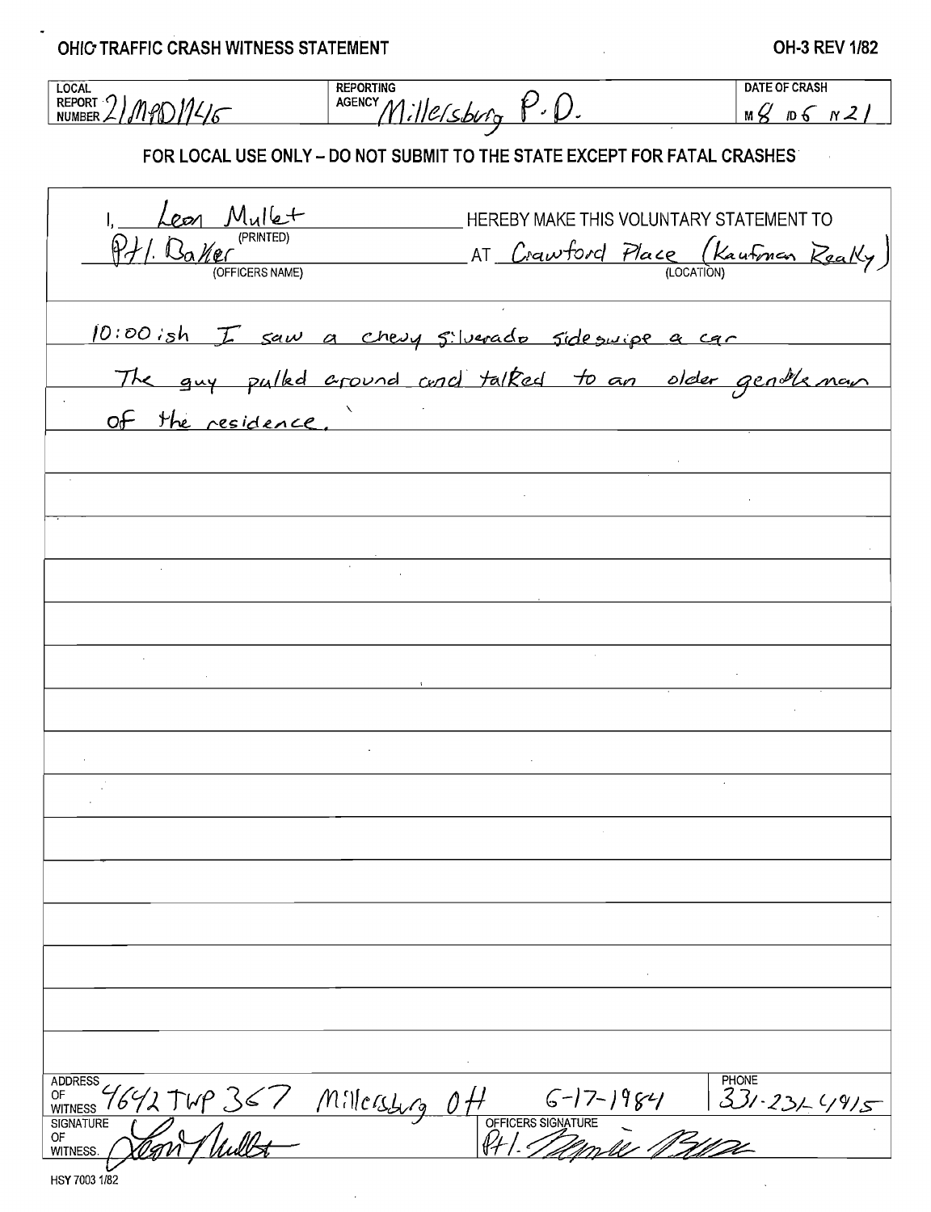# OHIO TRAFFIC CRASH WITNESS STATEMENT

**OH-3 REV 1/82**

| LOCAL REPORT NUMBER | REPORTING AGENCY | DATE OF CRASH |
| --- | --- | --- |
| 21MPD1145 | Millersburg P.D. | M 8 D 6 Y 21 |

**FOR LOCAL USE ONLY – DO NOT SUBMIT TO THE STATE EXCEPT FOR FATAL CRASHES**

I, Leon Mullet (PRINTED) HEREBY MAKE THIS VOLUNTARY STATEMENT TO Ptl. Baker (OFFICERS NAME) AT Crawford Place (Kaufman Realty) (LOCATION)

10:00ish I saw a chevy silverado sideswipe a car

The guy pulled around and talked to an older gentleman

of the residence.

**ADDRESS OF WITNESS:** 4642 TWP 367 Millersburg OH 6-17-1984

**PHONE:** 331-231-4415

**SIGNATURE OF WITNESS:** Leon Mullet

**OFFICERS SIGNATURE:** Ptl. Dennis Baker

HSY 7003 1/82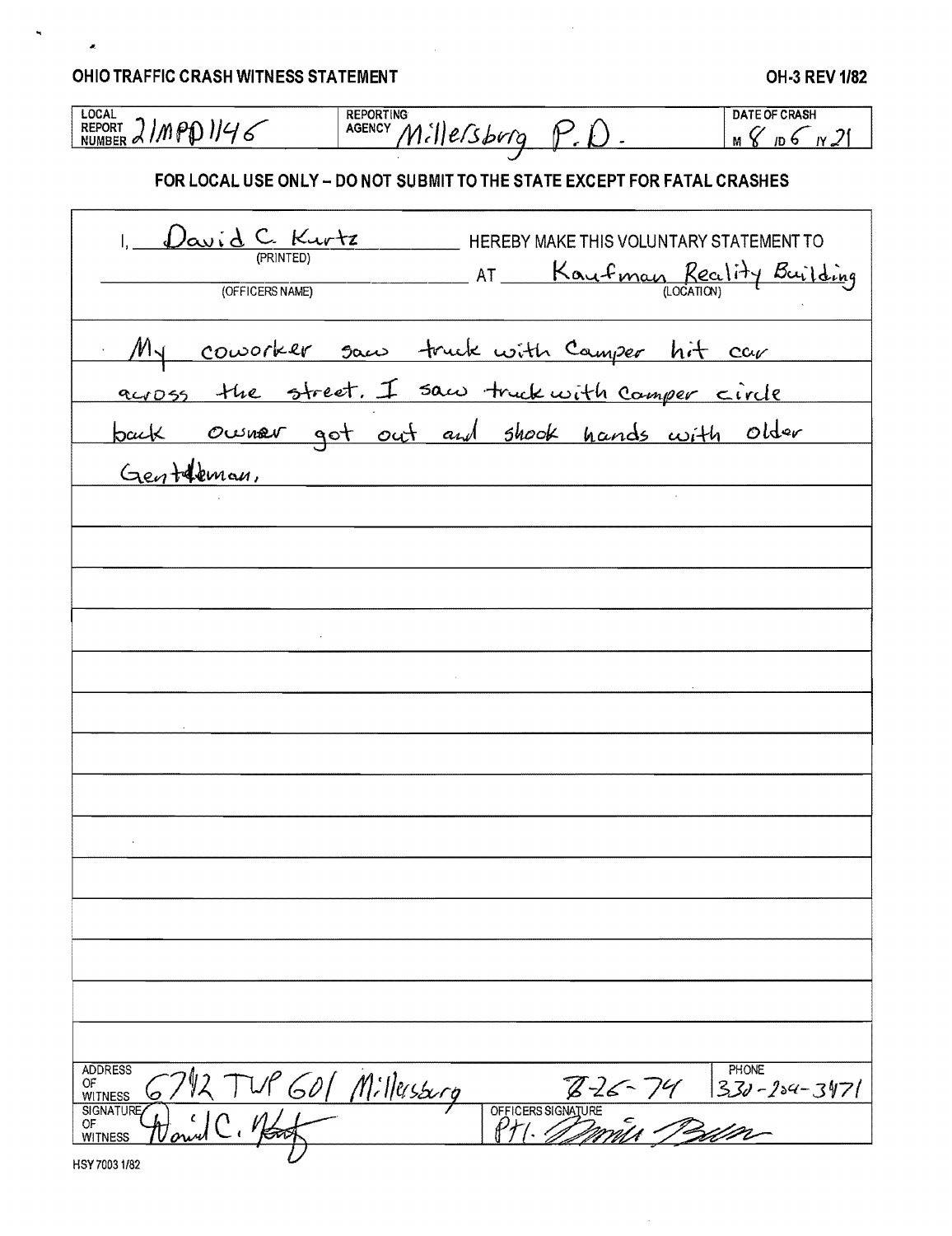## OHIO TRAFFIC CRASH WITNESS STATEMENT

OH-3 REV 1/82

| LOCAL REPORT NUMBER | REPORTING AGENCY | DATE OF CRASH |
|---|---|---|
| 21MPD1146 | Millersburg P.D. | M 8 D 6 Y 21 |

**FOR LOCAL USE ONLY – DO NOT SUBMIT TO THE STATE EXCEPT FOR FATAL CRASHES**

I, David C. Kurtz (PRINTED) HEREBY MAKE THIS VOLUNTARY STATEMENT TO ________ (OFFICERS NAME) AT Kaufman Reality Building (LOCATION)

My coworker saw truck with Camper hit car across the street. I saw truck with Camper circle back owner got out and shook hands with older Gentleman.

| | | |
|---|---|---|
| ADDRESS OF WITNESS: 6712 TWP 601 Millersburg | 8-26-74 | PHONE: 330-204-3471 |
| SIGNATURE OF WITNESS: David C. Kurtz | OFFICERS SIGNATURE: Ptl. Dennis Baum | |

HSY 7003 1/82